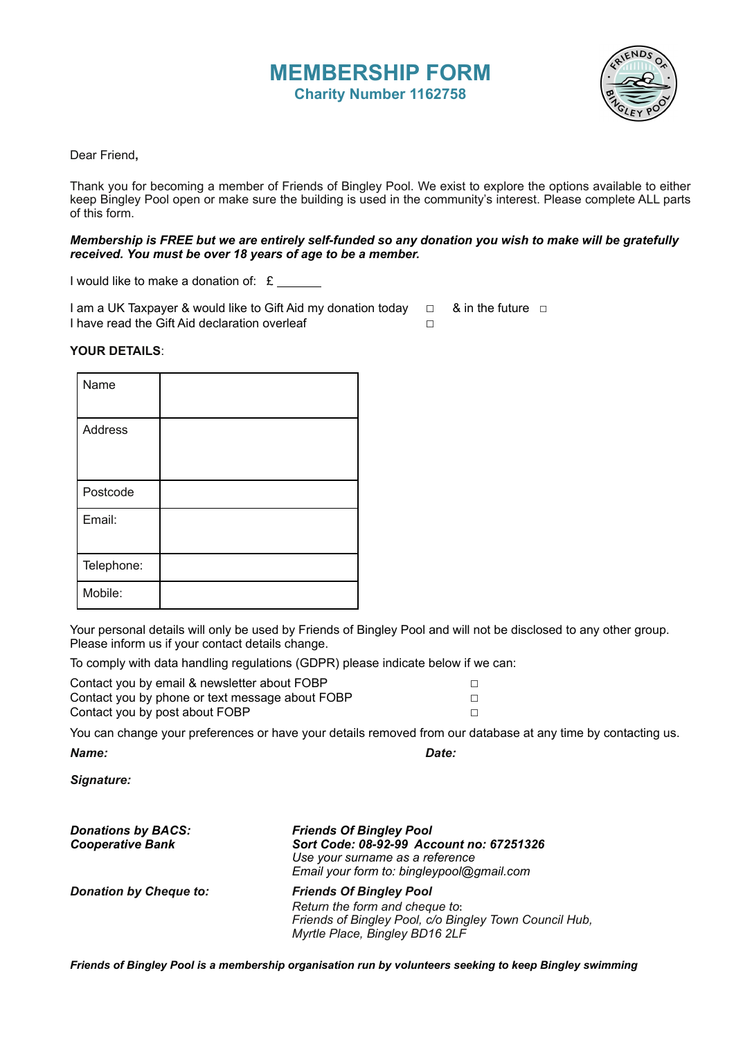# MEMBERSHIP FORM

## Charity Number 1162758

Dear Friend,

Thank you for becoming a member of Friends of Bingley Pool. We exist to explore the options available to either keep Bingley Pool open or make sure the building is used in the community's interest. Please complete ALL parts of this form.

***Membership is FREE but we are entirely self-funded so any donation you wish to make will be gratefully received. You must be over 18 years of age to be a member.***

I would like to make a donation of: £ _______

I am a UK Taxpayer & would like to Gift Aid my donation today ☐ & in the future ☐
I have read the Gift Aid declaration overleaf ☐

**YOUR DETAILS**:

| | |
|---|---|
| Name | |
| Address | |
| Postcode | |
| Email: | |
| Telephone: | |
| Mobile: | |

Your personal details will only be used by Friends of Bingley Pool and will not be disclosed to any other group. Please inform us if your contact details change.

To comply with data handling regulations (GDPR) please indicate below if we can:

Contact you by email & newsletter about FOBP ☐
Contact you by phone or text message about FOBP ☐
Contact you by post about FOBP ☐

You can change your preferences or have your details removed from our database at any time by contacting us.

***Name:*** ***Date:***

***Signature:***

***Donations by BACS:***
***Cooperative Bank***

***Friends Of Bingley Pool***
***Sort Code: 08-92-99 Account no: 67251326***
*Use your surname as a reference*
*Email your form to: bingleypool@gmail.com*

***Donation by Cheque to:***

***Friends Of Bingley Pool***
*Return the form and cheque to:*
*Friends of Bingley Pool, c/o Bingley Town Council Hub, Myrtle Place, Bingley BD16 2LF*

***Friends of Bingley Pool is a membership organisation run by volunteers seeking to keep Bingley swimming***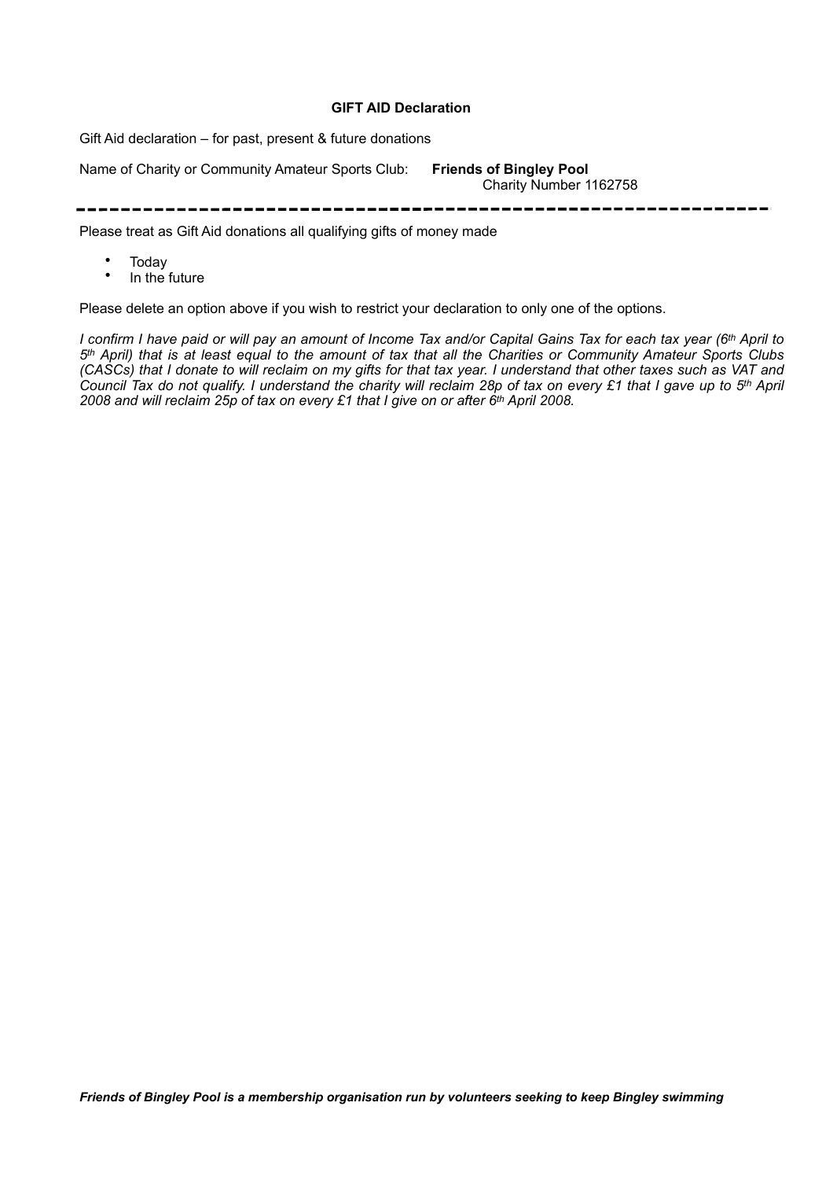**GIFT AID Declaration**

Gift Aid declaration – for past, present & future donations

Name of Charity or Community Amateur Sports Club: **Friends of Bingley Pool**
Charity Number 1162758

---

Please treat as Gift Aid donations all qualifying gifts of money made

- Today
- In the future

Please delete an option above if you wish to restrict your declaration to only one of the options.

*I confirm I have paid or will pay an amount of Income Tax and/or Capital Gains Tax for each tax year (6th April to 5th April) that is at least equal to the amount of tax that all the Charities or Community Amateur Sports Clubs (CASCs) that I donate to will reclaim on my gifts for that tax year. I understand that other taxes such as VAT and Council Tax do not qualify. I understand the charity will reclaim 28p of tax on every £1 that I gave up to 5th April 2008 and will reclaim 25p of tax on every £1 that I give on or after 6th April 2008.*

***Friends of Bingley Pool is a membership organisation run by volunteers seeking to keep Bingley swimming***